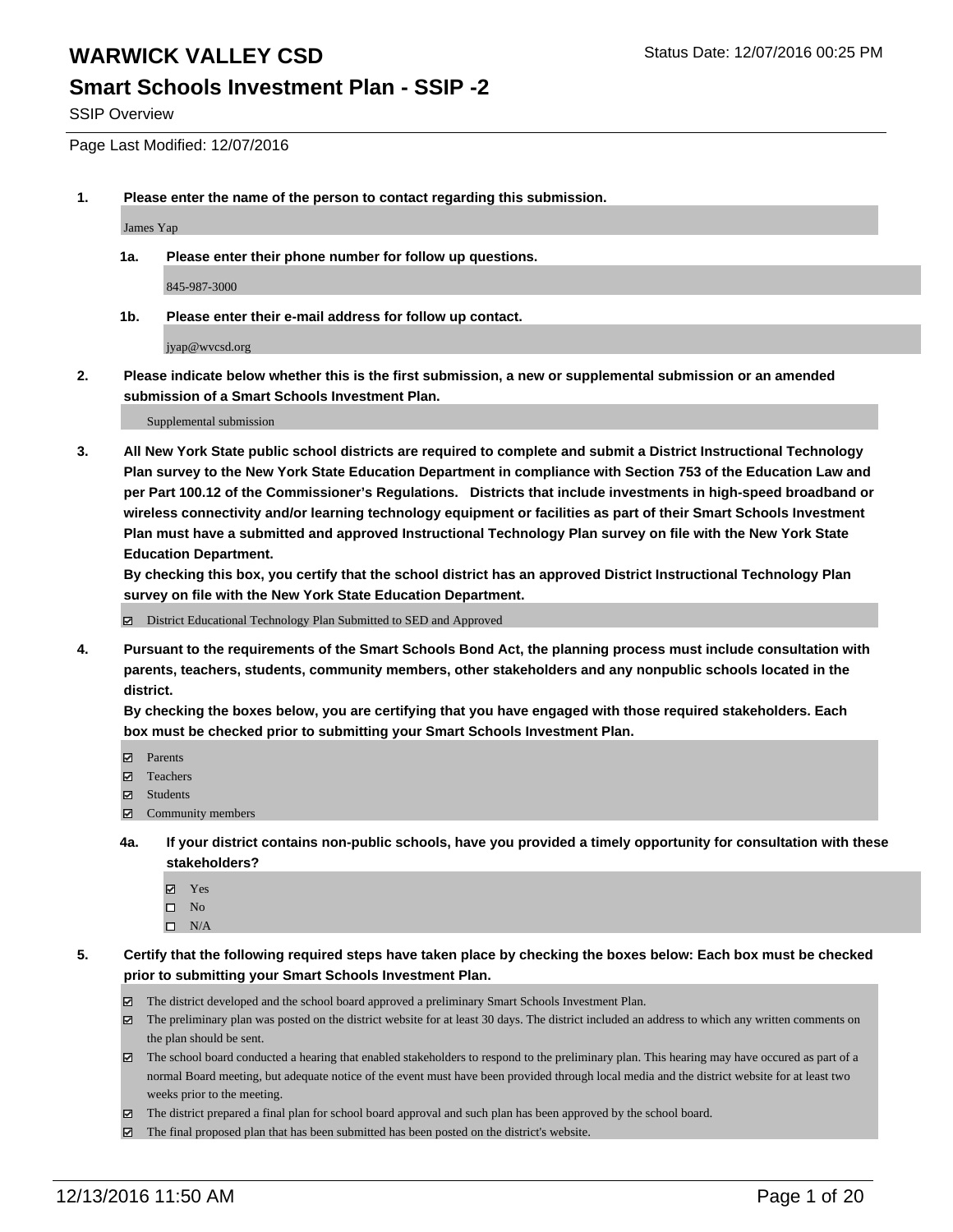# WARWICK VALLEY CSD

Status Date: 12/07/2016 00:25 PM

## Smart Schools Investment Plan - SSIP -2

SSIP Overview

Page Last Modified: 12/07/2016

**1. Please enter the name of the person to contact regarding this submission.**

James Yap

**1a. Please enter their phone number for follow up questions.**

845-987-3000

**1b. Please enter their e-mail address for follow up contact.**

jyap@wvcsd.org

**2. Please indicate below whether this is the first submission, a new or supplemental submission or an amended submission of a Smart Schools Investment Plan.**

Supplemental submission

**3. All New York State public school districts are required to complete and submit a District Instructional Technology Plan survey to the New York State Education Department in compliance with Section 753 of the Education Law and per Part 100.12 of the Commissioner's Regulations. Districts that include investments in high-speed broadband or wireless connectivity and/or learning technology equipment or facilities as part of their Smart Schools Investment Plan must have a submitted and approved Instructional Technology Plan survey on file with the New York State Education Department.**
**By checking this box, you certify that the school district has an approved District Instructional Technology Plan survey on file with the New York State Education Department.**

- ☑ District Educational Technology Plan Submitted to SED and Approved

**4. Pursuant to the requirements of the Smart Schools Bond Act, the planning process must include consultation with parents, teachers, students, community members, other stakeholders and any nonpublic schools located in the district.**
**By checking the boxes below, you are certifying that you have engaged with those required stakeholders. Each box must be checked prior to submitting your Smart Schools Investment Plan.**

- ☑ Parents
- ☑ Teachers
- ☑ Students
- ☑ Community members

**4a. If your district contains non-public schools, have you provided a timely opportunity for consultation with these stakeholders?**

- ☑ Yes
- ☐ No
- ☐ N/A

**5. Certify that the following required steps have taken place by checking the boxes below: Each box must be checked prior to submitting your Smart Schools Investment Plan.**

- ☑ The district developed and the school board approved a preliminary Smart Schools Investment Plan.
- ☑ The preliminary plan was posted on the district website for at least 30 days. The district included an address to which any written comments on the plan should be sent.
- ☑ The school board conducted a hearing that enabled stakeholders to respond to the preliminary plan. This hearing may have occured as part of a normal Board meeting, but adequate notice of the event must have been provided through local media and the district website for at least two weeks prior to the meeting.
- ☑ The district prepared a final plan for school board approval and such plan has been approved by the school board.
- ☑ The final proposed plan that has been submitted has been posted on the district's website.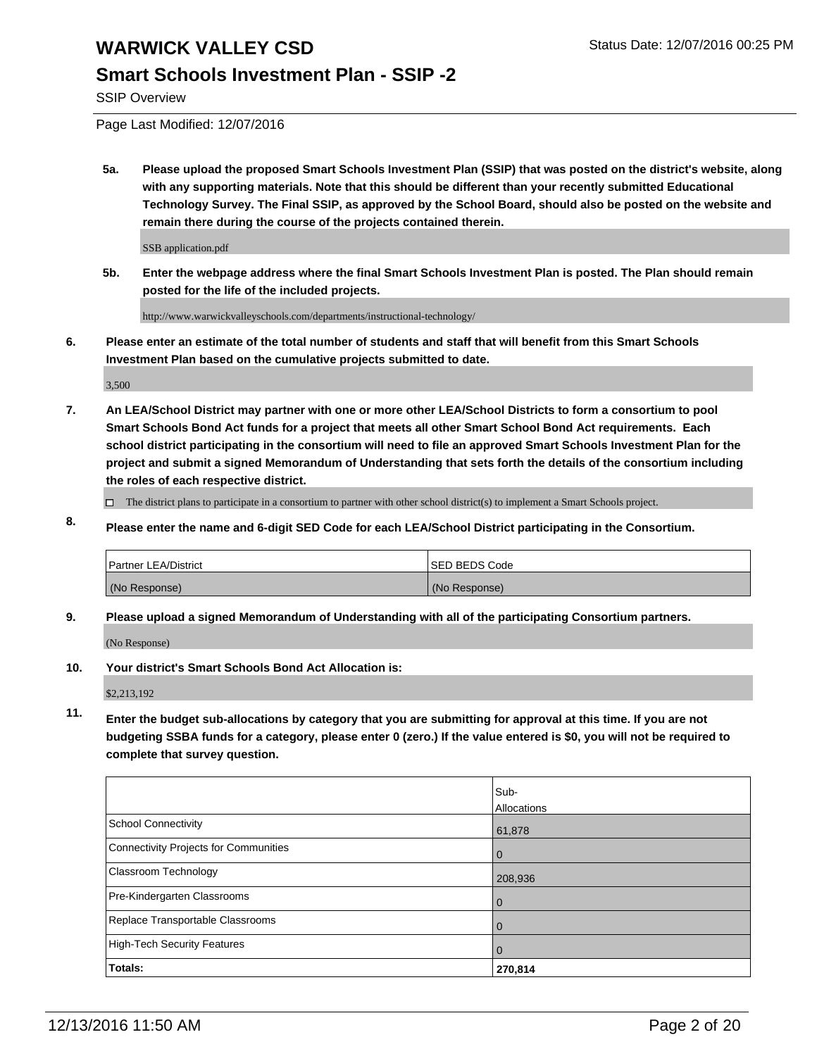# WARWICK VALLEY CSD

Status Date: 12/07/2016 00:25 PM

## Smart Schools Investment Plan - SSIP -2

SSIP Overview

Page Last Modified: 12/07/2016

**5a. Please upload the proposed Smart Schools Investment Plan (SSIP) that was posted on the district's website, along with any supporting materials. Note that this should be different than your recently submitted Educational Technology Survey. The Final SSIP, as approved by the School Board, should also be posted on the website and remain there during the course of the projects contained therein.**

SSB application.pdf

**5b. Enter the webpage address where the final Smart Schools Investment Plan is posted. The Plan should remain posted for the life of the included projects.**

http://www.warwickvalleyschools.com/departments/instructional-technology/

**6. Please enter an estimate of the total number of students and staff that will benefit from this Smart Schools Investment Plan based on the cumulative projects submitted to date.**

3,500

**7. An LEA/School District may partner with one or more other LEA/School Districts to form a consortium to pool Smart Schools Bond Act funds for a project that meets all other Smart School Bond Act requirements. Each school district participating in the consortium will need to file an approved Smart Schools Investment Plan for the project and submit a signed Memorandum of Understanding that sets forth the details of the consortium including the roles of each respective district.**

☐ The district plans to participate in a consortium to partner with other school district(s) to implement a Smart Schools project.

**8. Please enter the name and 6-digit SED Code for each LEA/School District participating in the Consortium.**

| Partner LEA/District | SED BEDS Code |
|---|---|
| (No Response) | (No Response) |

**9. Please upload a signed Memorandum of Understanding with all of the participating Consortium partners.**

(No Response)

**10. Your district's Smart Schools Bond Act Allocation is:**

$2,213,192

**11. Enter the budget sub-allocations by category that you are submitting for approval at this time. If you are not budgeting SSBA funds for a category, please enter 0 (zero.) If the value entered is $0, you will not be required to complete that survey question.**

| | Sub-Allocations |
|---|---|
| School Connectivity | 61,878 |
| Connectivity Projects for Communities | 0 |
| Classroom Technology | 208,936 |
| Pre-Kindergarten Classrooms | 0 |
| Replace Transportable Classrooms | 0 |
| High-Tech Security Features | 0 |
| **Totals:** | **270,814** |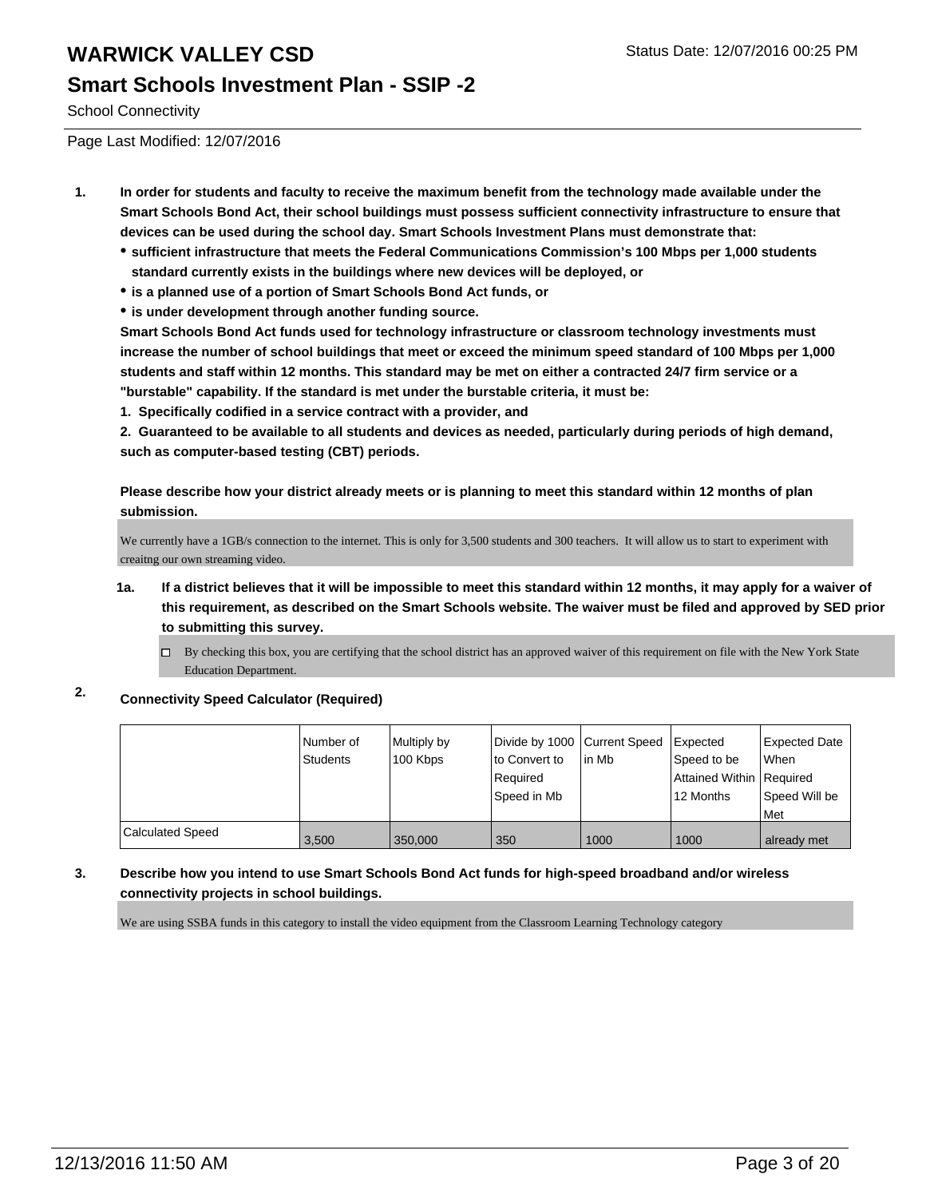# WARWICK VALLEY CSD

Status Date: 12/07/2016 00:25 PM

## Smart Schools Investment Plan - SSIP -2

School Connectivity

Page Last Modified: 12/07/2016

1. **In order for students and faculty to receive the maximum benefit from the technology made available under the Smart Schools Bond Act, their school buildings must possess sufficient connectivity infrastructure to ensure that devices can be used during the school day. Smart Schools Investment Plans must demonstrate that:**
   - **sufficient infrastructure that meets the Federal Communications Commission's 100 Mbps per 1,000 students standard currently exists in the buildings where new devices will be deployed, or**
   - **is a planned use of a portion of Smart Schools Bond Act funds, or**
   - **is under development through another funding source.**

   **Smart Schools Bond Act funds used for technology infrastructure or classroom technology investments must increase the number of school buildings that meet or exceed the minimum speed standard of 100 Mbps per 1,000 students and staff within 12 months. This standard may be met on either a contracted 24/7 firm service or a "burstable" capability. If the standard is met under the burstable criteria, it must be:**

   **1. Specifically codified in a service contract with a provider, and**

   **2. Guaranteed to be available to all students and devices as needed, particularly during periods of high demand, such as computer-based testing (CBT) periods.**

   **Please describe how your district already meets or is planning to meet this standard within 12 months of plan submission.**

   We currently have a 1GB/s connection to the internet. This is only for 3,500 students and 300 teachers. It will allow us to start to experiment with creaitng our own streaming video.

   1a. **If a district believes that it will be impossible to meet this standard within 12 months, it may apply for a waiver of this requirement, as described on the Smart Schools website. The waiver must be filed and approved by SED prior to submitting this survey.**

   - ☐ By checking this box, you are certifying that the school district has an approved waiver of this requirement on file with the New York State Education Department.

2. **Connectivity Speed Calculator (Required)**

| | Number of Students | Multiply by 100 Kbps | Divide by 1000 to Convert to Required Speed in Mb | Current Speed in Mb | Expected Speed to be Attained Within 12 Months | Expected Date When Required Speed Will be Met |
|---|---|---|---|---|---|---|
| Calculated Speed | 3,500 | 350,000 | 350 | 1000 | 1000 | already met |

3. **Describe how you intend to use Smart Schools Bond Act funds for high-speed broadband and/or wireless connectivity projects in school buildings.**

   We are using SSBA funds in this category to install the video equipment from the Classroom Learning Technology category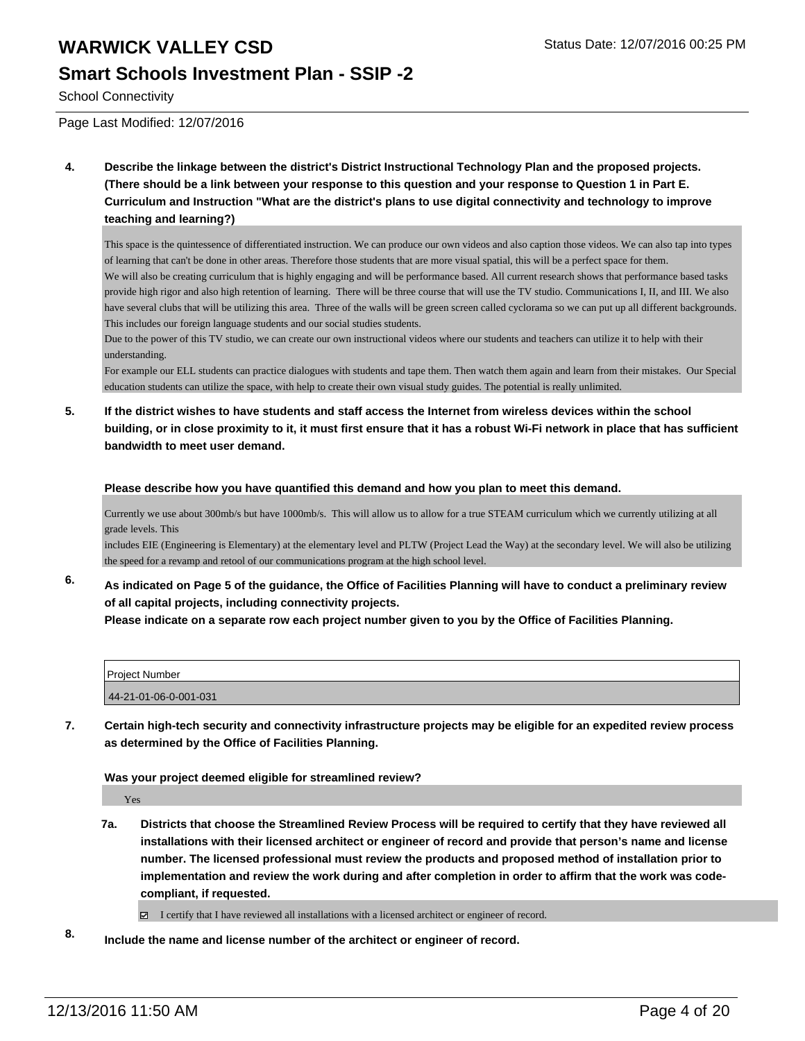**4. Describe the linkage between the district's District Instructional Technology Plan and the proposed projects. (There should be a link between your response to this question and your response to Question 1 in Part E. Curriculum and Instruction "What are the district's plans to use digital connectivity and technology to improve teaching and learning?)**

This space is the quintessence of differentiated instruction. We can produce our own videos and also caption those videos. We can also tap into types of learning that can't be done in other areas. Therefore those students that are more visual spatial, this will be a perfect space for them.
We will also be creating curriculum that is highly engaging and will be performance based. All current research shows that performance based tasks provide high rigor and also high retention of learning. There will be three course that will use the TV studio. Communications I, II, and III. We also have several clubs that will be utilizing this area. Three of the walls will be green screen called cyclorama so we can put up all different backgrounds. This includes our foreign language students and our social studies students.
Due to the power of this TV studio, we can create our own instructional videos where our students and teachers can utilize it to help with their understanding.
For example our ELL students can practice dialogues with students and tape them. Then watch them again and learn from their mistakes. Our Special education students can utilize the space, with help to create their own visual study guides. The potential is really unlimited.

**5. If the district wishes to have students and staff access the Internet from wireless devices within the school building, or in close proximity to it, it must first ensure that it has a robust Wi-Fi network in place that has sufficient bandwidth to meet user demand.**

**Please describe how you have quantified this demand and how you plan to meet this demand.**

Currently we use about 300mb/s but have 1000mb/s. This will allow us to allow for a true STEAM curriculum which we currently utilizing at all grade levels. This
includes EIE (Engineering is Elementary) at the elementary level and PLTW (Project Lead the Way) at the secondary level. We will also be utilizing the speed for a revamp and retool of our communications program at the high school level.

**6. As indicated on Page 5 of the guidance, the Office of Facilities Planning will have to conduct a preliminary review of all capital projects, including connectivity projects.**
**Please indicate on a separate row each project number given to you by the Office of Facilities Planning.**

| Project Number |
| --- |
| 44-21-01-06-0-001-031 |

**7. Certain high-tech security and connectivity infrastructure projects may be eligible for an expedited review process as determined by the Office of Facilities Planning.**

**Was your project deemed eligible for streamlined review?**

Yes

**7a. Districts that choose the Streamlined Review Process will be required to certify that they have reviewed all installations with their licensed architect or engineer of record and provide that person's name and license number. The licensed professional must review the products and proposed method of installation prior to implementation and review the work during and after completion in order to affirm that the work was code-compliant, if requested.**

☑ I certify that I have reviewed all installations with a licensed architect or engineer of record.

**8. Include the name and license number of the architect or engineer of record.**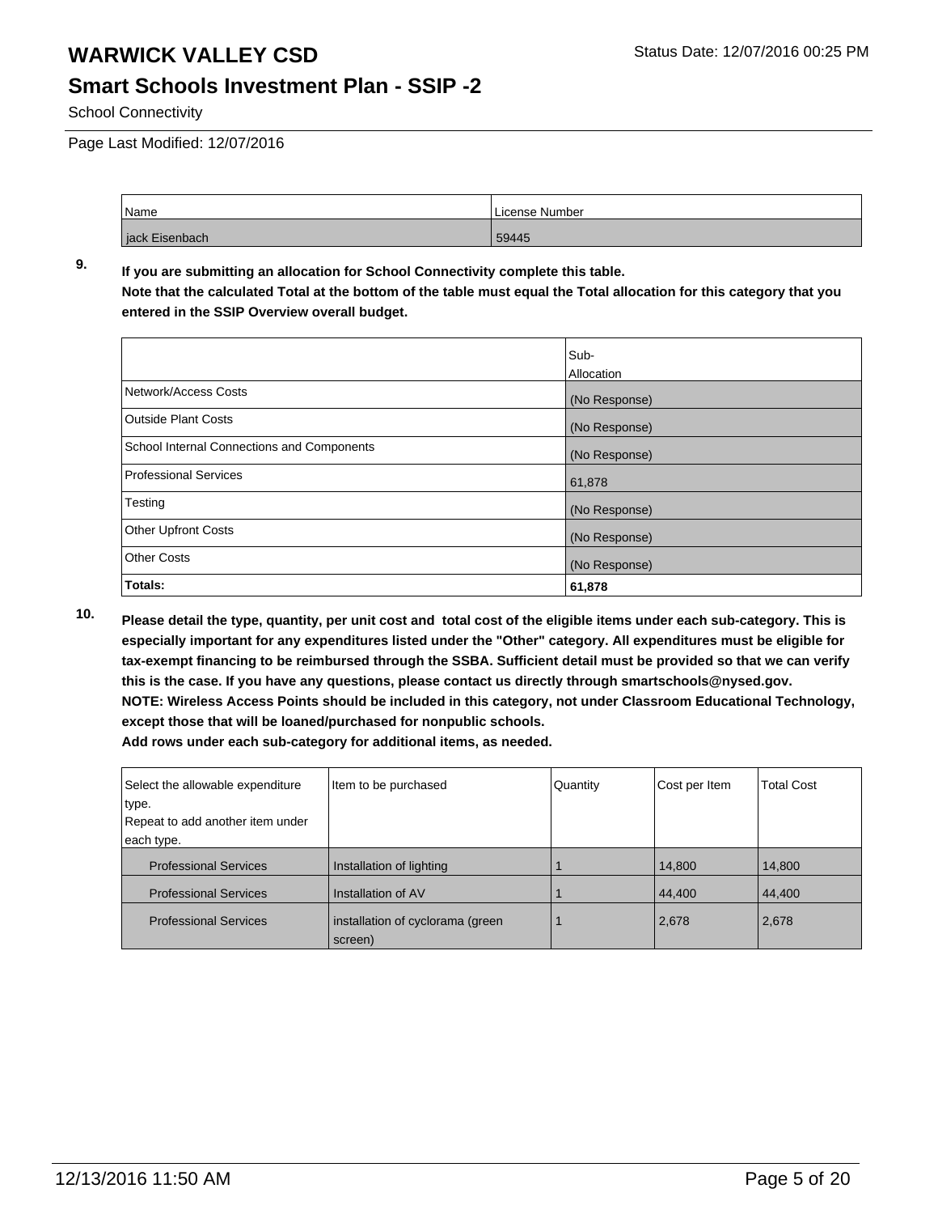# WARWICK VALLEY CSD

Status Date: 12/07/2016 00:25 PM

## Smart Schools Investment Plan - SSIP -2

School Connectivity

Page Last Modified: 12/07/2016

| Name | License Number |
| --- | --- |
| jack Eisenbach | 59445 |

**9. If you are submitting an allocation for School Connectivity complete this table.**
**Note that the calculated Total at the bottom of the table must equal the Total allocation for this category that you entered in the SSIP Overview overall budget.**

| | Sub-Allocation |
| --- | --- |
| Network/Access Costs | (No Response) |
| Outside Plant Costs | (No Response) |
| School Internal Connections and Components | (No Response) |
| Professional Services | 61,878 |
| Testing | (No Response) |
| Other Upfront Costs | (No Response) |
| Other Costs | (No Response) |
| **Totals:** | **61,878** |

**10. Please detail the type, quantity, per unit cost and total cost of the eligible items under each sub-category. This is especially important for any expenditures listed under the "Other" category. All expenditures must be eligible for tax-exempt financing to be reimbursed through the SSBA. Sufficient detail must be provided so that we can verify this is the case. If you have any questions, please contact us directly through smartschools@nysed.gov.**
**NOTE: Wireless Access Points should be included in this category, not under Classroom Educational Technology, except those that will be loaned/purchased for nonpublic schools.**
**Add rows under each sub-category for additional items, as needed.**

| Select the allowable expenditure type. Repeat to add another item under each type. | Item to be purchased | Quantity | Cost per Item | Total Cost |
| --- | --- | --- | --- | --- |
| Professional Services | Installation of lighting | 1 | 14,800 | 14,800 |
| Professional Services | Installation of AV | 1 | 44,400 | 44,400 |
| Professional Services | installation of cyclorama (green screen) | 1 | 2,678 | 2,678 |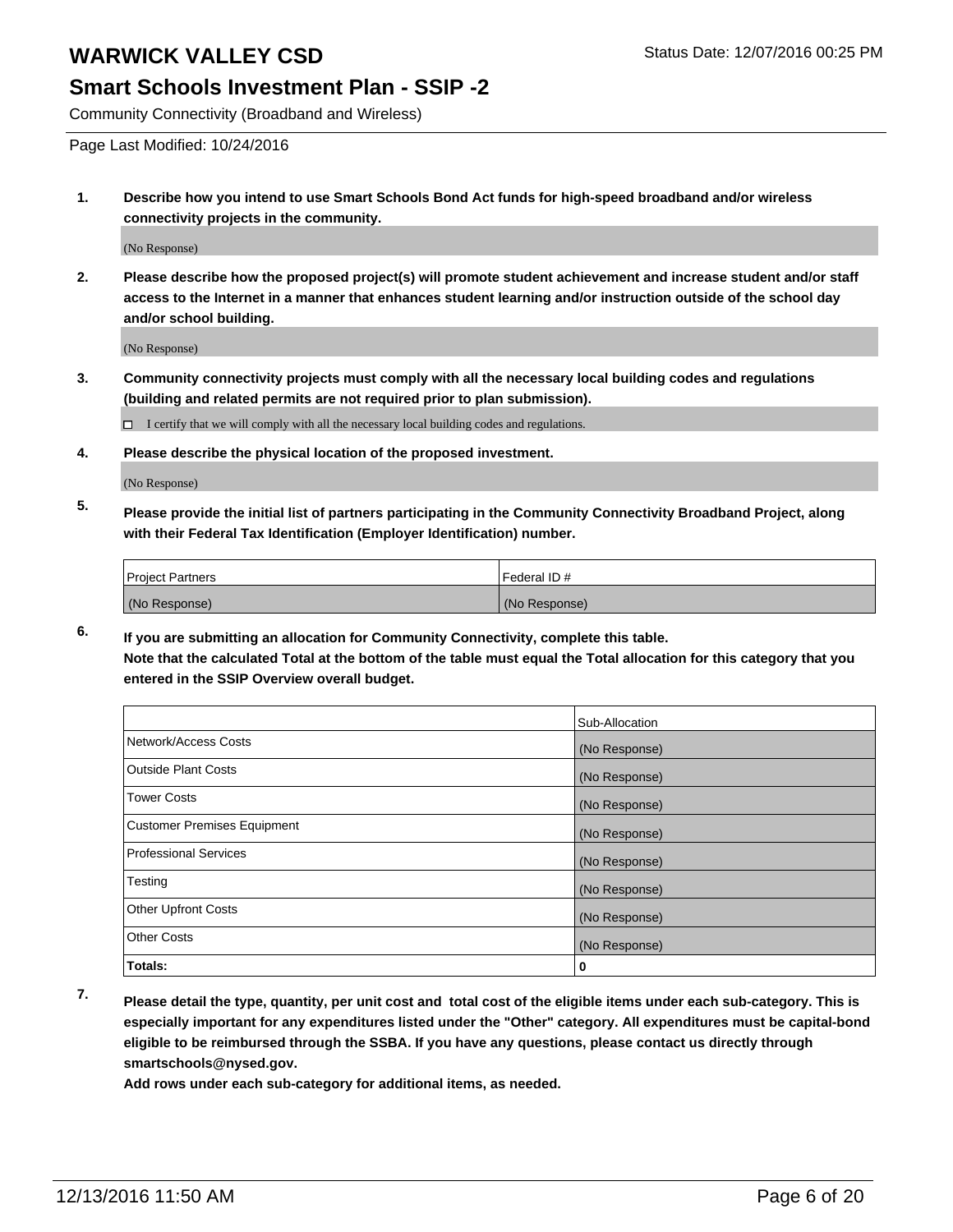**WARWICK VALLEY CSD** Status Date: 12/07/2016 00:25 PM

## Smart Schools Investment Plan - SSIP -2

Community Connectivity (Broadband and Wireless)

Page Last Modified: 10/24/2016

1. **Describe how you intend to use Smart Schools Bond Act funds for high-speed broadband and/or wireless connectivity projects in the community.**

   (No Response)

2. **Please describe how the proposed project(s) will promote student achievement and increase student and/or staff access to the Internet in a manner that enhances student learning and/or instruction outside of the school day and/or school building.**

   (No Response)

3. **Community connectivity projects must comply with all the necessary local building codes and regulations (building and related permits are not required prior to plan submission).**

   ☐ I certify that we will comply with all the necessary local building codes and regulations.

4. **Please describe the physical location of the proposed investment.**

   (No Response)

5. **Please provide the initial list of partners participating in the Community Connectivity Broadband Project, along with their Federal Tax Identification (Employer Identification) number.**

| Project Partners | Federal ID # |
|---|---|
| (No Response) | (No Response) |

6. **If you are submitting an allocation for Community Connectivity, complete this table.**
   **Note that the calculated Total at the bottom of the table must equal the Total allocation for this category that you entered in the SSIP Overview overall budget.**

| | Sub-Allocation |
|---|---|
| Network/Access Costs | (No Response) |
| Outside Plant Costs | (No Response) |
| Tower Costs | (No Response) |
| Customer Premises Equipment | (No Response) |
| Professional Services | (No Response) |
| Testing | (No Response) |
| Other Upfront Costs | (No Response) |
| Other Costs | (No Response) |
| **Totals:** | **0** |

7. **Please detail the type, quantity, per unit cost and total cost of the eligible items under each sub-category. This is especially important for any expenditures listed under the "Other" category. All expenditures must be capital-bond eligible to be reimbursed through the SSBA. If you have any questions, please contact us directly through smartschools@nysed.gov.**

   **Add rows under each sub-category for additional items, as needed.**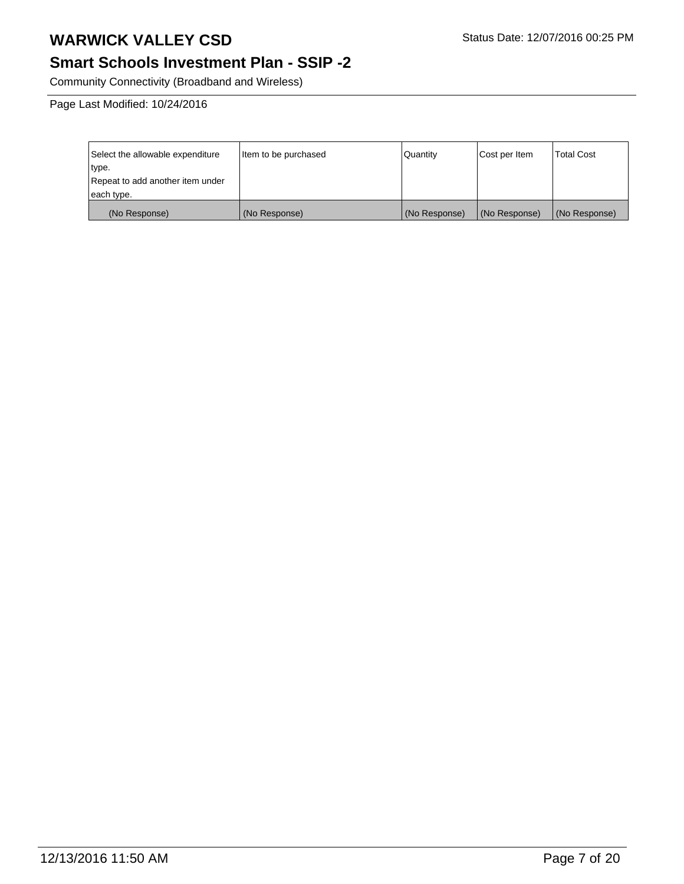# WARWICK VALLEY CSD

Status Date: 12/07/2016 00:25 PM

## Smart Schools Investment Plan - SSIP -2

Community Connectivity (Broadband and Wireless)

Page Last Modified: 10/24/2016

| Select the allowable expenditure type.<br>Repeat to add another item under each type. | Item to be purchased | Quantity | Cost per Item | Total Cost |
|---|---|---|---|---|
| (No Response) | (No Response) | (No Response) | (No Response) | (No Response) |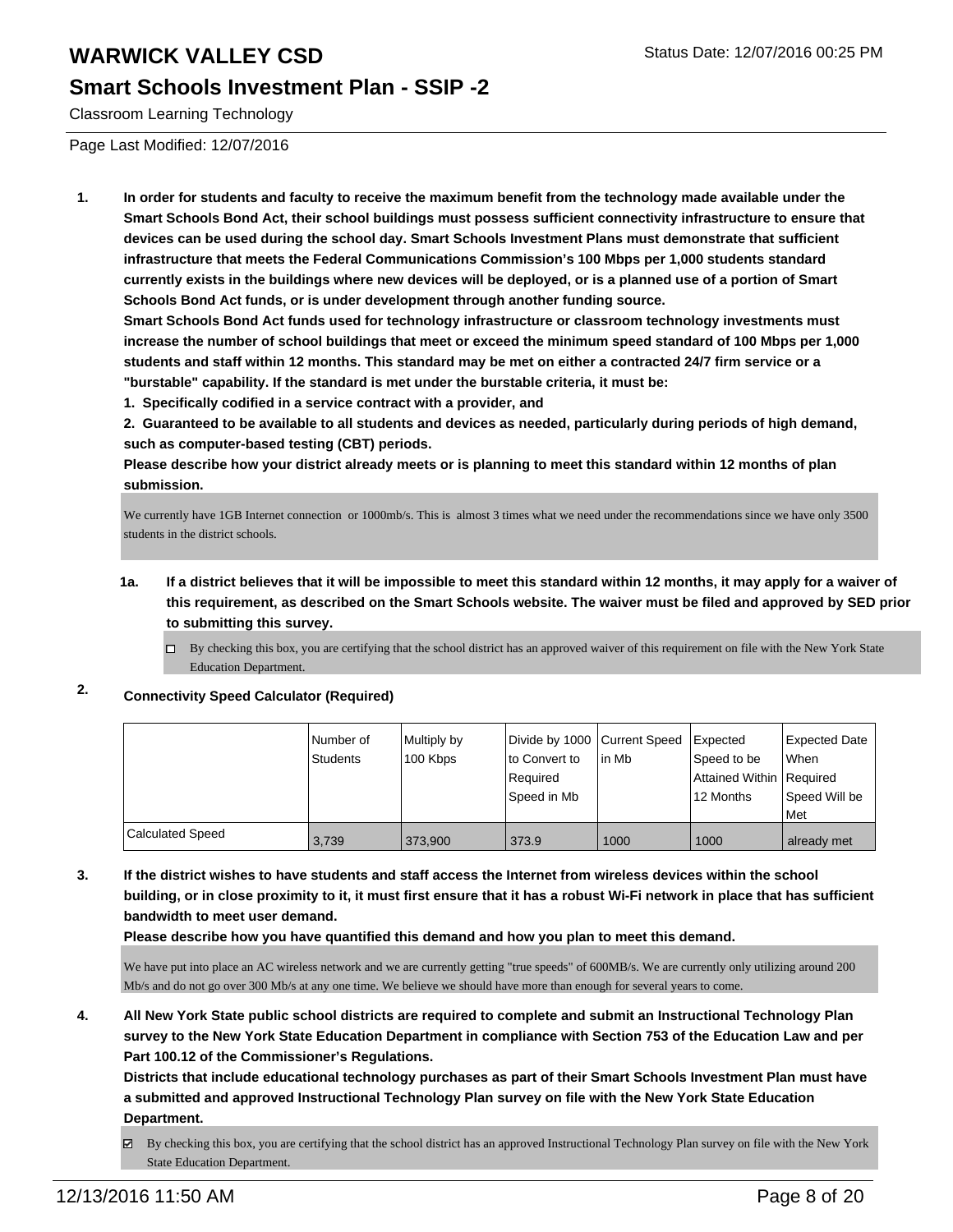# WARWICK VALLEY CSD

Status Date: 12/07/2016 00:25 PM

## Smart Schools Investment Plan - SSIP -2

Classroom Learning Technology

Page Last Modified: 12/07/2016

1. **In order for students and faculty to receive the maximum benefit from the technology made available under the Smart Schools Bond Act, their school buildings must possess sufficient connectivity infrastructure to ensure that devices can be used during the school day. Smart Schools Investment Plans must demonstrate that sufficient infrastructure that meets the Federal Communications Commission's 100 Mbps per 1,000 students standard currently exists in the buildings where new devices will be deployed, or is a planned use of a portion of Smart Schools Bond Act funds, or is under development through another funding source.**

   **Smart Schools Bond Act funds used for technology infrastructure or classroom technology investments must increase the number of school buildings that meet or exceed the minimum speed standard of 100 Mbps per 1,000 students and staff within 12 months. This standard may be met on either a contracted 24/7 firm service or a "burstable" capability. If the standard is met under the burstable criteria, it must be:**

   **1. Specifically codified in a service contract with a provider, and**

   **2. Guaranteed to be available to all students and devices as needed, particularly during periods of high demand, such as computer-based testing (CBT) periods.**

   **Please describe how your district already meets or is planning to meet this standard within 12 months of plan submission.**

   We currently have 1GB Internet connection or 1000mb/s. This is almost 3 times what we need under the recommendations since we have only 3500 students in the district schools.

   **1a. If a district believes that it will be impossible to meet this standard within 12 months, it may apply for a waiver of this requirement, as described on the Smart Schools website. The waiver must be filed and approved by SED prior to submitting this survey.**

   ☐ By checking this box, you are certifying that the school district has an approved waiver of this requirement on file with the New York State Education Department.

2. **Connectivity Speed Calculator (Required)**

| | Number of Students | Multiply by 100 Kbps | Divide by 1000 to Convert to Required Speed in Mb | Current Speed in Mb | Expected Speed to be Attained Within 12 Months | Expected Date When Required Speed Will be Met |
|---|---|---|---|---|---|---|
| Calculated Speed | 3,739 | 373,900 | 373.9 | 1000 | 1000 | already met |

3. **If the district wishes to have students and staff access the Internet from wireless devices within the school building, or in close proximity to it, it must first ensure that it has a robust Wi-Fi network in place that has sufficient bandwidth to meet user demand.**

   **Please describe how you have quantified this demand and how you plan to meet this demand.**

   We have put into place an AC wireless network and we are currently getting "true speeds" of 600MB/s. We are currently only utilizing around 200 Mb/s and do not go over 300 Mb/s at any one time. We believe we should have more than enough for several years to come.

4. **All New York State public school districts are required to complete and submit an Instructional Technology Plan survey to the New York State Education Department in compliance with Section 753 of the Education Law and per Part 100.12 of the Commissioner's Regulations.**

   **Districts that include educational technology purchases as part of their Smart Schools Investment Plan must have a submitted and approved Instructional Technology Plan survey on file with the New York State Education Department.**

   ☑ By checking this box, you are certifying that the school district has an approved Instructional Technology Plan survey on file with the New York State Education Department.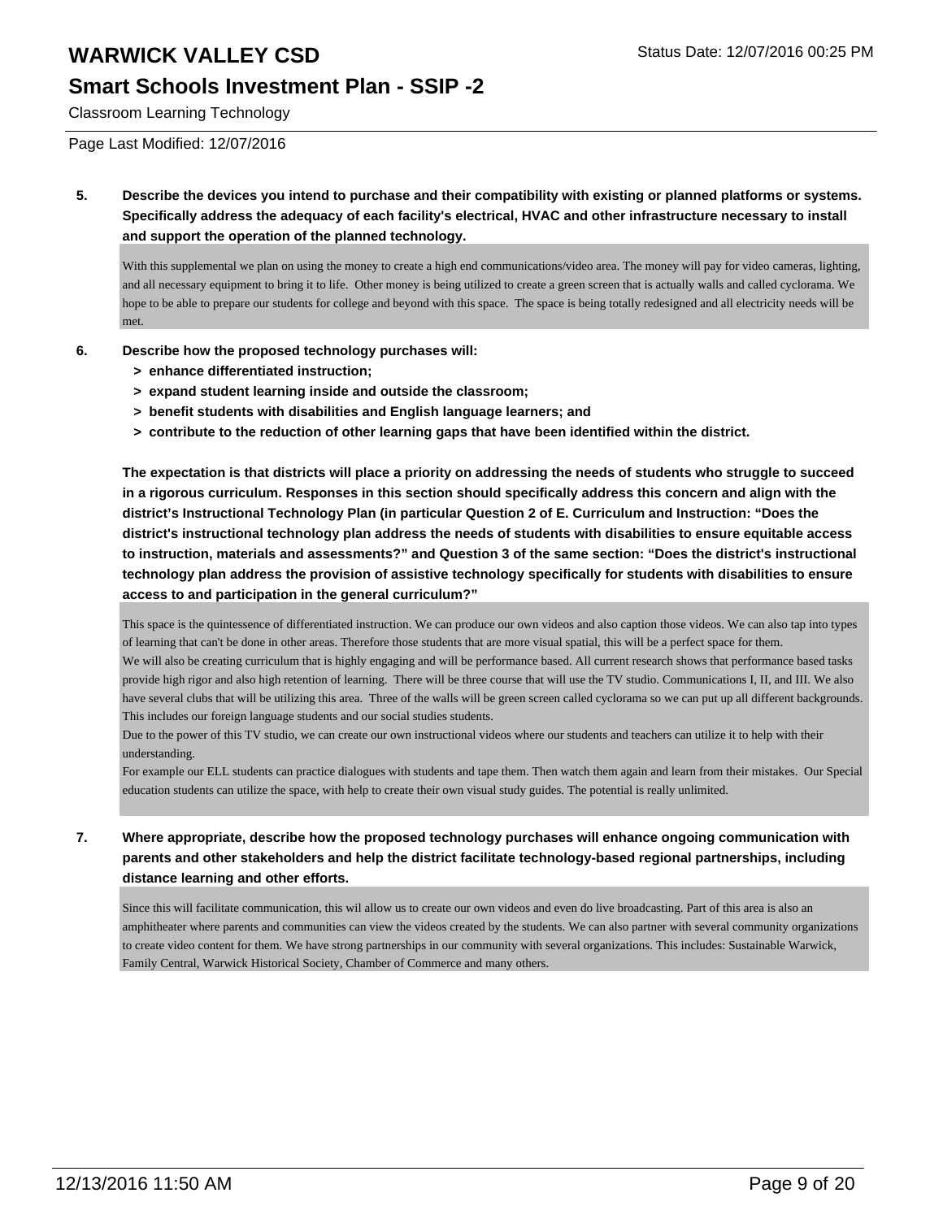**5. Describe the devices you intend to purchase and their compatibility with existing or planned platforms or systems. Specifically address the adequacy of each facility's electrical, HVAC and other infrastructure necessary to install and support the operation of the planned technology.**

With this supplemental we plan on using the money to create a high end communications/video area. The money will pay for video cameras, lighting, and all necessary equipment to bring it to life. Other money is being utilized to create a green screen that is actually walls and called cyclorama. We hope to be able to prepare our students for college and beyond with this space. The space is being totally redesigned and all electricity needs will be met.

**6. Describe how the proposed technology purchases will:**

- **> enhance differentiated instruction;**
- **> expand student learning inside and outside the classroom;**
- **> benefit students with disabilities and English language learners; and**
- **> contribute to the reduction of other learning gaps that have been identified within the district.**

**The expectation is that districts will place a priority on addressing the needs of students who struggle to succeed in a rigorous curriculum. Responses in this section should specifically address this concern and align with the district's Instructional Technology Plan (in particular Question 2 of E. Curriculum and Instruction: "Does the district's instructional technology plan address the needs of students with disabilities to ensure equitable access to instruction, materials and assessments?" and Question 3 of the same section: "Does the district's instructional technology plan address the provision of assistive technology specifically for students with disabilities to ensure access to and participation in the general curriculum?"**

This space is the quintessence of differentiated instruction. We can produce our own videos and also caption those videos. We can also tap into types of learning that can't be done in other areas. Therefore those students that are more visual spatial, this will be a perfect space for them.
We will also be creating curriculum that is highly engaging and will be performance based. All current research shows that performance based tasks provide high rigor and also high retention of learning. There will be three course that will use the TV studio. Communications I, II, and III. We also have several clubs that will be utilizing this area. Three of the walls will be green screen called cyclorama so we can put up all different backgrounds. This includes our foreign language students and our social studies students.
Due to the power of this TV studio, we can create our own instructional videos where our students and teachers can utilize it to help with their understanding.
For example our ELL students can practice dialogues with students and tape them. Then watch them again and learn from their mistakes. Our Special education students can utilize the space, with help to create their own visual study guides. The potential is really unlimited.

**7. Where appropriate, describe how the proposed technology purchases will enhance ongoing communication with parents and other stakeholders and help the district facilitate technology-based regional partnerships, including distance learning and other efforts.**

Since this will facilitate communication, this wil allow us to create our own videos and even do live broadcasting. Part of this area is also an amphitheater where parents and communities can view the videos created by the students. We can also partner with several community organizations to create video content for them. We have strong partnerships in our community with several organizations. This includes: Sustainable Warwick, Family Central, Warwick Historical Society, Chamber of Commerce and many others.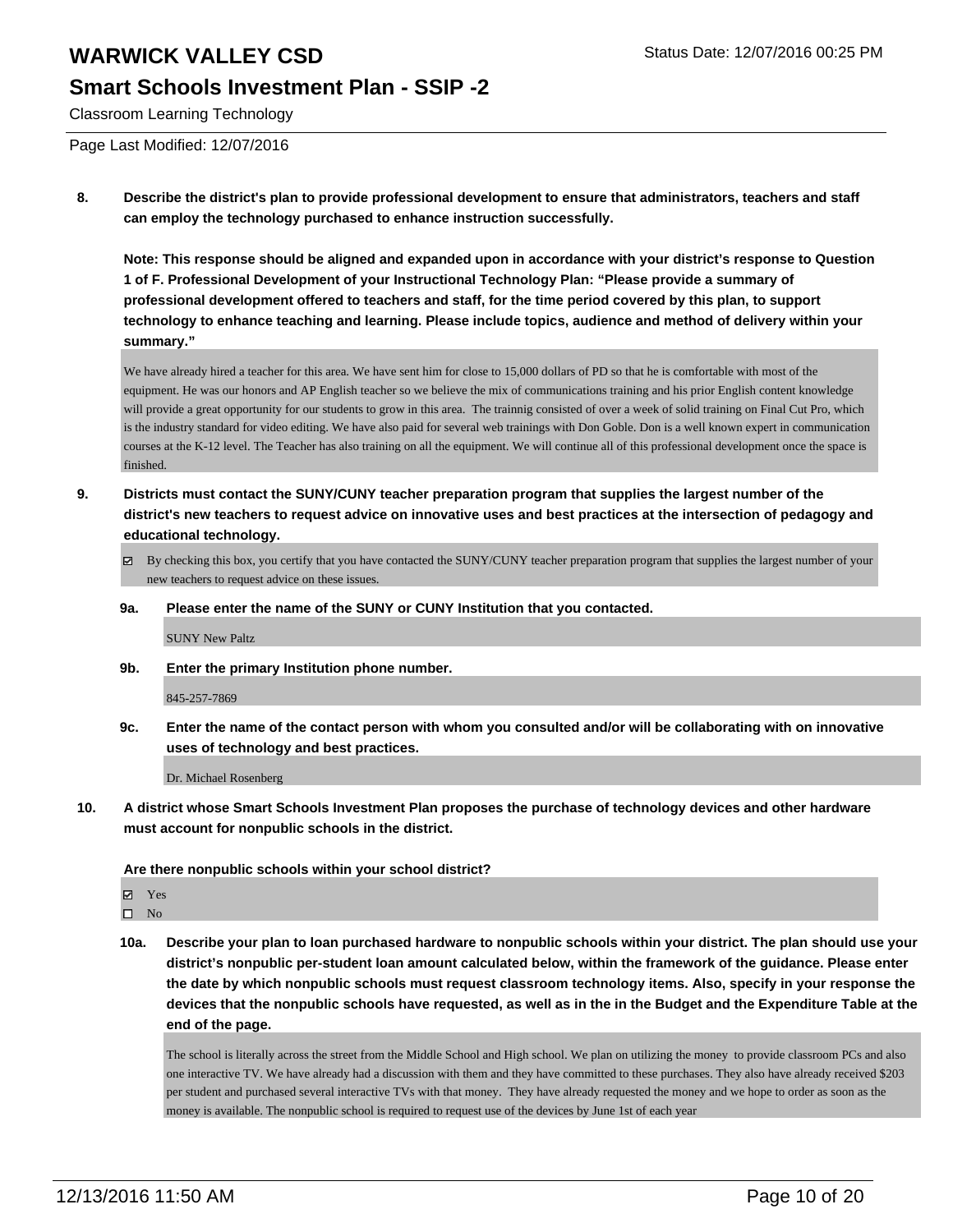# WARWICK VALLEY CSD

## Smart Schools Investment Plan - SSIP -2

Classroom Learning Technology

Status Date: 12/07/2016 00:25 PM

Page Last Modified: 12/07/2016

**8. Describe the district's plan to provide professional development to ensure that administrators, teachers and staff can employ the technology purchased to enhance instruction successfully.**

**Note: This response should be aligned and expanded upon in accordance with your district's response to Question 1 of F. Professional Development of your Instructional Technology Plan: "Please provide a summary of professional development offered to teachers and staff, for the time period covered by this plan, to support technology to enhance teaching and learning. Please include topics, audience and method of delivery within your summary."**

We have already hired a teacher for this area. We have sent him for close to 15,000 dollars of PD so that he is comfortable with most of the equipment. He was our honors and AP English teacher so we believe the mix of communications training and his prior English content knowledge will provide a great opportunity for our students to grow in this area. The trainnig consisted of over a week of solid training on Final Cut Pro, which is the industry standard for video editing. We have also paid for several web trainings with Don Goble. Don is a well known expert in communication courses at the K-12 level. The Teacher has also training on all the equipment. We will continue all of this professional development once the space is finished.

**9. Districts must contact the SUNY/CUNY teacher preparation program that supplies the largest number of the district's new teachers to request advice on innovative uses and best practices at the intersection of pedagogy and educational technology.**

☑ By checking this box, you certify that you have contacted the SUNY/CUNY teacher preparation program that supplies the largest number of your new teachers to request advice on these issues.

**9a. Please enter the name of the SUNY or CUNY Institution that you contacted.**

SUNY New Paltz

**9b. Enter the primary Institution phone number.**

845-257-7869

**9c. Enter the name of the contact person with whom you consulted and/or will be collaborating with on innovative uses of technology and best practices.**

Dr. Michael Rosenberg

**10. A district whose Smart Schools Investment Plan proposes the purchase of technology devices and other hardware must account for nonpublic schools in the district.**

**Are there nonpublic schools within your school district?**

☑ Yes
☐ No

**10a. Describe your plan to loan purchased hardware to nonpublic schools within your district. The plan should use your district's nonpublic per-student loan amount calculated below, within the framework of the guidance. Please enter the date by which nonpublic schools must request classroom technology items. Also, specify in your response the devices that the nonpublic schools have requested, as well as in the in the Budget and the Expenditure Table at the end of the page.**

The school is literally across the street from the Middle School and High school. We plan on utilizing the money to provide classroom PCs and also one interactive TV. We have already had a discussion with them and they have committed to these purchases. They also have already received $203 per student and purchased several interactive TVs with that money. They have already requested the money and we hope to order as soon as the money is available. The nonpublic school is required to request use of the devices by June 1st of each year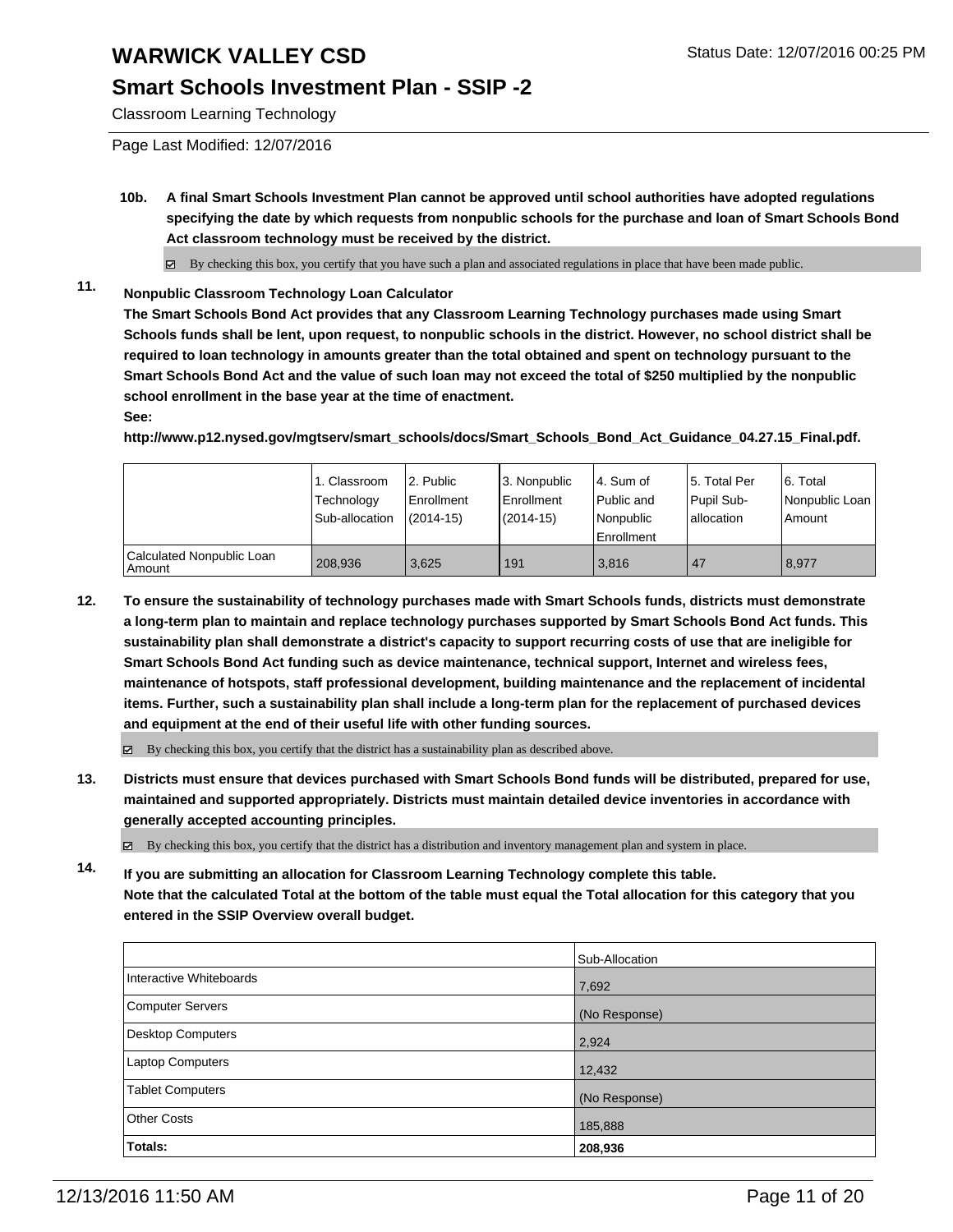# WARWICK VALLEY CSD

Status Date: 12/07/2016 00:25 PM

## Smart Schools Investment Plan - SSIP -2

Classroom Learning Technology

Page Last Modified: 12/07/2016

**10b. A final Smart Schools Investment Plan cannot be approved until school authorities have adopted regulations specifying the date by which requests from nonpublic schools for the purchase and loan of Smart Schools Bond Act classroom technology must be received by the district.**

☑ By checking this box, you certify that you have such a plan and associated regulations in place that have been made public.

**11. Nonpublic Classroom Technology Loan Calculator**

**The Smart Schools Bond Act provides that any Classroom Learning Technology purchases made using Smart Schools funds shall be lent, upon request, to nonpublic schools in the district. However, no school district shall be required to loan technology in amounts greater than the total obtained and spent on technology pursuant to the Smart Schools Bond Act and the value of such loan may not exceed the total of $250 multiplied by the nonpublic school enrollment in the base year at the time of enactment.**

**See:**

**http://www.p12.nysed.gov/mgtserv/smart_schools/docs/Smart_Schools_Bond_Act_Guidance_04.27.15_Final.pdf.**

| | 1. Classroom Technology Sub-allocation | 2. Public Enrollment (2014-15) | 3. Nonpublic Enrollment (2014-15) | 4. Sum of Public and Nonpublic Enrollment | 5. Total Per Pupil Sub-allocation | 6. Total Nonpublic Loan Amount |
|---|---|---|---|---|---|---|
| Calculated Nonpublic Loan Amount | 208,936 | 3,625 | 191 | 3,816 | 47 | 8,977 |

**12. To ensure the sustainability of technology purchases made with Smart Schools funds, districts must demonstrate a long-term plan to maintain and replace technology purchases supported by Smart Schools Bond Act funds. This sustainability plan shall demonstrate a district's capacity to support recurring costs of use that are ineligible for Smart Schools Bond Act funding such as device maintenance, technical support, Internet and wireless fees, maintenance of hotspots, staff professional development, building maintenance and the replacement of incidental items. Further, such a sustainability plan shall include a long-term plan for the replacement of purchased devices and equipment at the end of their useful life with other funding sources.**

☑ By checking this box, you certify that the district has a sustainability plan as described above.

**13. Districts must ensure that devices purchased with Smart Schools Bond funds will be distributed, prepared for use, maintained and supported appropriately. Districts must maintain detailed device inventories in accordance with generally accepted accounting principles.**

☑ By checking this box, you certify that the district has a distribution and inventory management plan and system in place.

**14. If you are submitting an allocation for Classroom Learning Technology complete this table. Note that the calculated Total at the bottom of the table must equal the Total allocation for this category that you entered in the SSIP Overview overall budget.**

| | Sub-Allocation |
|---|---|
| Interactive Whiteboards | 7,692 |
| Computer Servers | (No Response) |
| Desktop Computers | 2,924 |
| Laptop Computers | 12,432 |
| Tablet Computers | (No Response) |
| Other Costs | 185,888 |
| **Totals:** | **208,936** |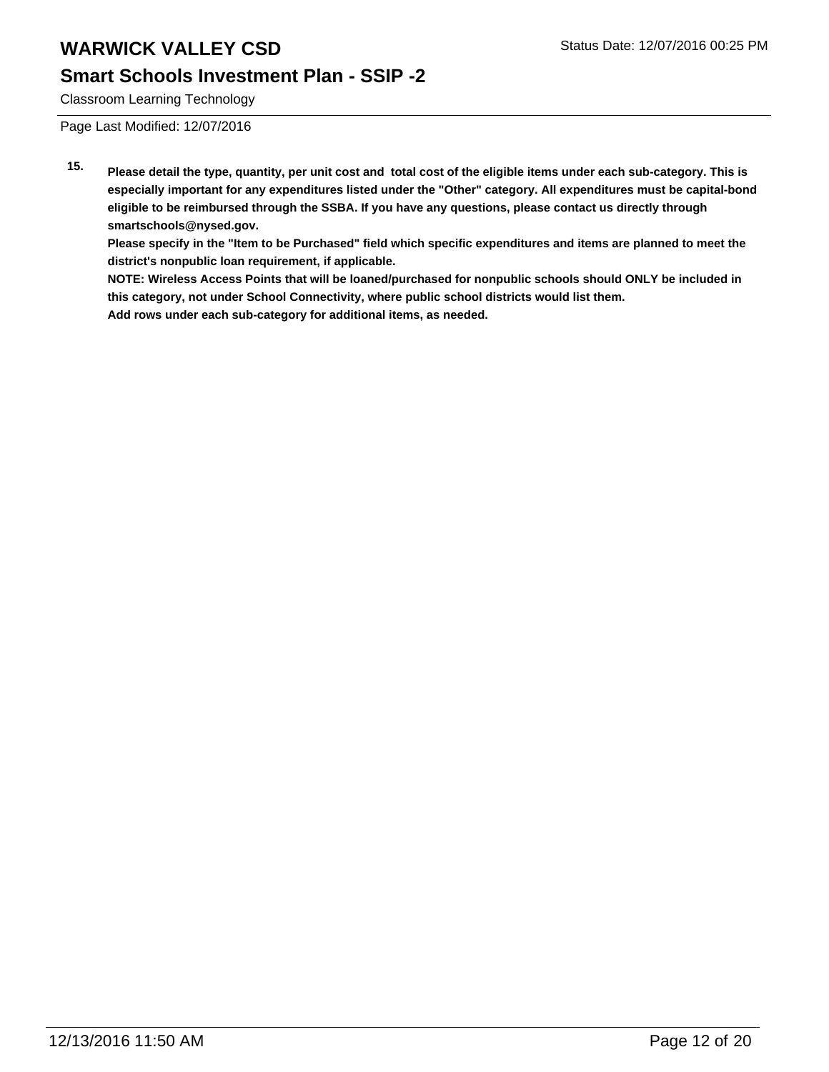# WARWICK VALLEY CSD

## Smart Schools Investment Plan - SSIP -2

Classroom Learning Technology

Page Last Modified: 12/07/2016

**15.** **Please detail the type, quantity, per unit cost and total cost of the eligible items under each sub-category. This is especially important for any expenditures listed under the "Other" category. All expenditures must be capital-bond eligible to be reimbursed through the SSBA. If you have any questions, please contact us directly through smartschools@nysed.gov.**

**Please specify in the "Item to be Purchased" field which specific expenditures and items are planned to meet the district's nonpublic loan requirement, if applicable.**

**NOTE: Wireless Access Points that will be loaned/purchased for nonpublic schools should ONLY be included in this category, not under School Connectivity, where public school districts would list them.**

**Add rows under each sub-category for additional items, as needed.**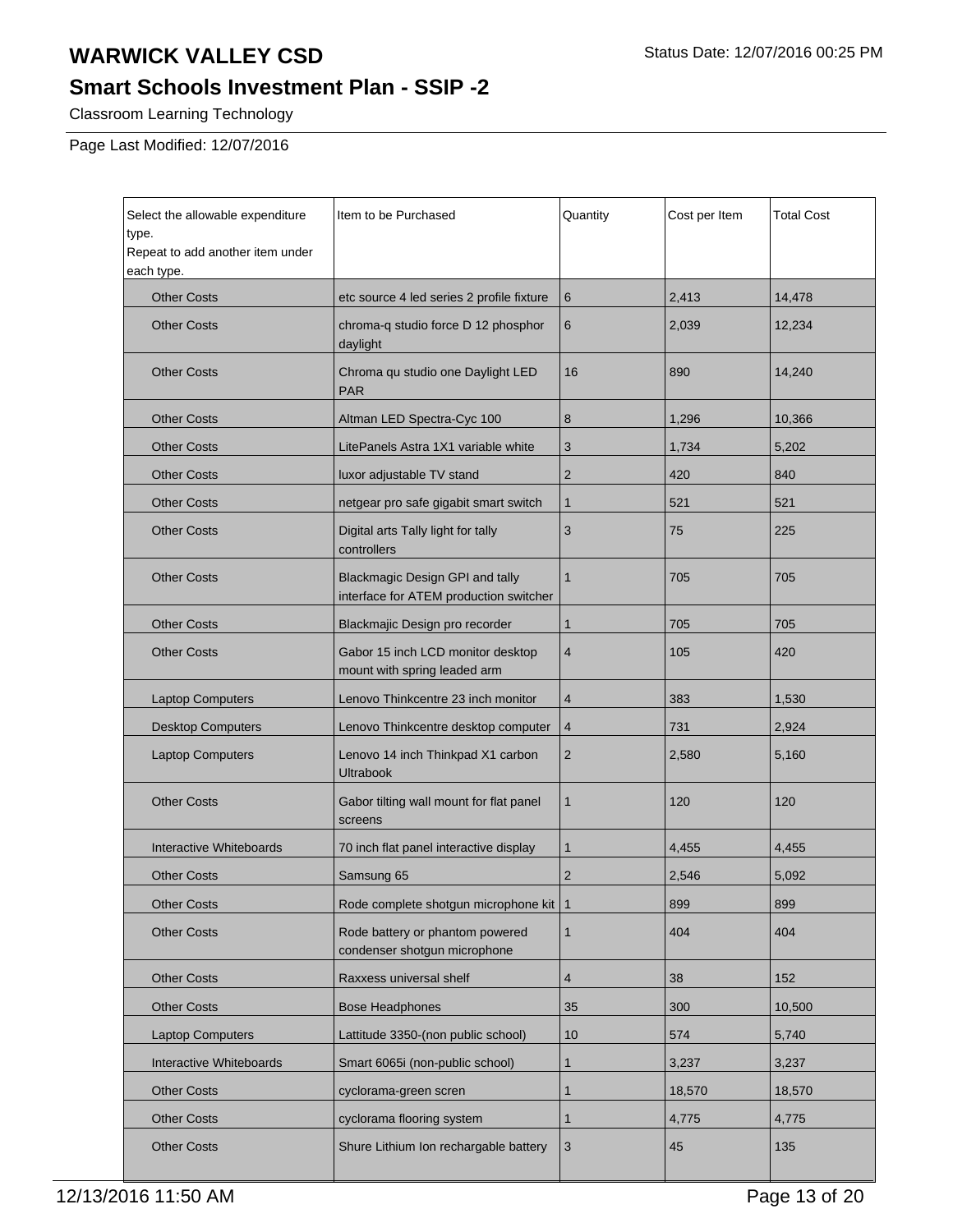# WARWICK VALLEY CSD

Status Date: 12/07/2016 00:25 PM

## Smart Schools Investment Plan - SSIP -2

Classroom Learning Technology

Page Last Modified: 12/07/2016

| Select the allowable expenditure type. Repeat to add another item under each type. | Item to be Purchased | Quantity | Cost per Item | Total Cost |
|---|---|---|---|---|
| Other Costs | etc source 4 led series 2 profile fixture | 6 | 2,413 | 14,478 |
| Other Costs | chroma-q studio force D 12 phosphor daylight | 6 | 2,039 | 12,234 |
| Other Costs | Chroma qu studio one Daylight LED PAR | 16 | 890 | 14,240 |
| Other Costs | Altman LED Spectra-Cyc 100 | 8 | 1,296 | 10,366 |
| Other Costs | LitePanels Astra 1X1 variable white | 3 | 1,734 | 5,202 |
| Other Costs | luxor adjustable TV stand | 2 | 420 | 840 |
| Other Costs | netgear pro safe gigabit smart switch | 1 | 521 | 521 |
| Other Costs | Digital arts Tally light for tally controllers | 3 | 75 | 225 |
| Other Costs | Blackmagic Design GPI and tally interface for ATEM production switcher | 1 | 705 | 705 |
| Other Costs | Blackmajic Design pro recorder | 1 | 705 | 705 |
| Other Costs | Gabor 15 inch LCD monitor desktop mount with spring leaded arm | 4 | 105 | 420 |
| Laptop Computers | Lenovo Thinkcentre 23 inch monitor | 4 | 383 | 1,530 |
| Desktop Computers | Lenovo Thinkcentre desktop computer | 4 | 731 | 2,924 |
| Laptop Computers | Lenovo 14 inch Thinkpad X1 carbon Ultrabook | 2 | 2,580 | 5,160 |
| Other Costs | Gabor tilting wall mount for flat panel screens | 1 | 120 | 120 |
| Interactive Whiteboards | 70 inch flat panel interactive display | 1 | 4,455 | 4,455 |
| Other Costs | Samsung 65 | 2 | 2,546 | 5,092 |
| Other Costs | Rode complete shotgun microphone kit | 1 | 899 | 899 |
| Other Costs | Rode battery or phantom powered condenser shotgun microphone | 1 | 404 | 404 |
| Other Costs | Raxxess universal shelf | 4 | 38 | 152 |
| Other Costs | Bose Headphones | 35 | 300 | 10,500 |
| Laptop Computers | Lattitude 3350-(non public school) | 10 | 574 | 5,740 |
| Interactive Whiteboards | Smart 6065i (non-public school) | 1 | 3,237 | 3,237 |
| Other Costs | cyclorama-green scren | 1 | 18,570 | 18,570 |
| Other Costs | cyclorama flooring system | 1 | 4,775 | 4,775 |
| Other Costs | Shure Lithium Ion rechargable battery | 3 | 45 | 135 |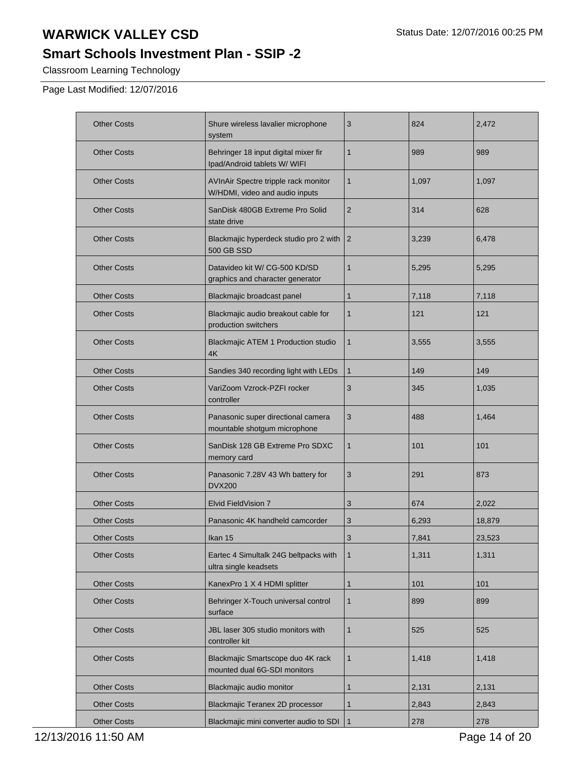# WARWICK VALLEY CSD

## Smart Schools Investment Plan - SSIP -2

Classroom Learning Technology

Page Last Modified: 12/07/2016

| | | | | |
|---|---|---|---|---|
| Other Costs | Shure wireless lavalier microphone system | 3 | 824 | 2,472 |
| Other Costs | Behringer 18 input digital mixer fir Ipad/Android tablets W/ WIFI | 1 | 989 | 989 |
| Other Costs | AVInAir Spectre tripple rack monitor W/HDMI, video and audio inputs | 1 | 1,097 | 1,097 |
| Other Costs | SanDisk 480GB Extreme Pro Solid state drive | 2 | 314 | 628 |
| Other Costs | Blackmajic hyperdeck studio pro 2 with 500 GB SSD | 2 | 3,239 | 6,478 |
| Other Costs | Datavideo kit W/ CG-500 KD/SD graphics and character generator | 1 | 5,295 | 5,295 |
| Other Costs | Blackmajic broadcast panel | 1 | 7,118 | 7,118 |
| Other Costs | Blackmajic audio breakout cable for production switchers | 1 | 121 | 121 |
| Other Costs | Blackmajic ATEM 1 Production studio 4K | 1 | 3,555 | 3,555 |
| Other Costs | Sandies 340 recording light with LEDs | 1 | 149 | 149 |
| Other Costs | VariZoom Vzrock-PZFI rocker controller | 3 | 345 | 1,035 |
| Other Costs | Panasonic super directional camera mountable shotgum microphone | 3 | 488 | 1,464 |
| Other Costs | SanDisk 128 GB Extreme Pro SDXC memory card | 1 | 101 | 101 |
| Other Costs | Panasonic 7.28V 43 Wh battery for DVX200 | 3 | 291 | 873 |
| Other Costs | Elvid FieldVision 7 | 3 | 674 | 2,022 |
| Other Costs | Panasonic 4K handheld camcorder | 3 | 6,293 | 18,879 |
| Other Costs | Ikan 15 | 3 | 7,841 | 23,523 |
| Other Costs | Eartec 4 Simultalk 24G beltpacks with ultra single keadsets | 1 | 1,311 | 1,311 |
| Other Costs | KanexPro 1 X 4 HDMI splitter | 1 | 101 | 101 |
| Other Costs | Behringer X-Touch universal control surface | 1 | 899 | 899 |
| Other Costs | JBL laser 305 studio monitors with controller kit | 1 | 525 | 525 |
| Other Costs | Blackmajic Smartscope duo 4K rack mounted dual 6G-SDI monitors | 1 | 1,418 | 1,418 |
| Other Costs | Blackmajic audio monitor | 1 | 2,131 | 2,131 |
| Other Costs | Blackmajic Teranex 2D processor | 1 | 2,843 | 2,843 |
| Other Costs | Blackmajic mini converter audio to SDI | 1 | 278 | 278 |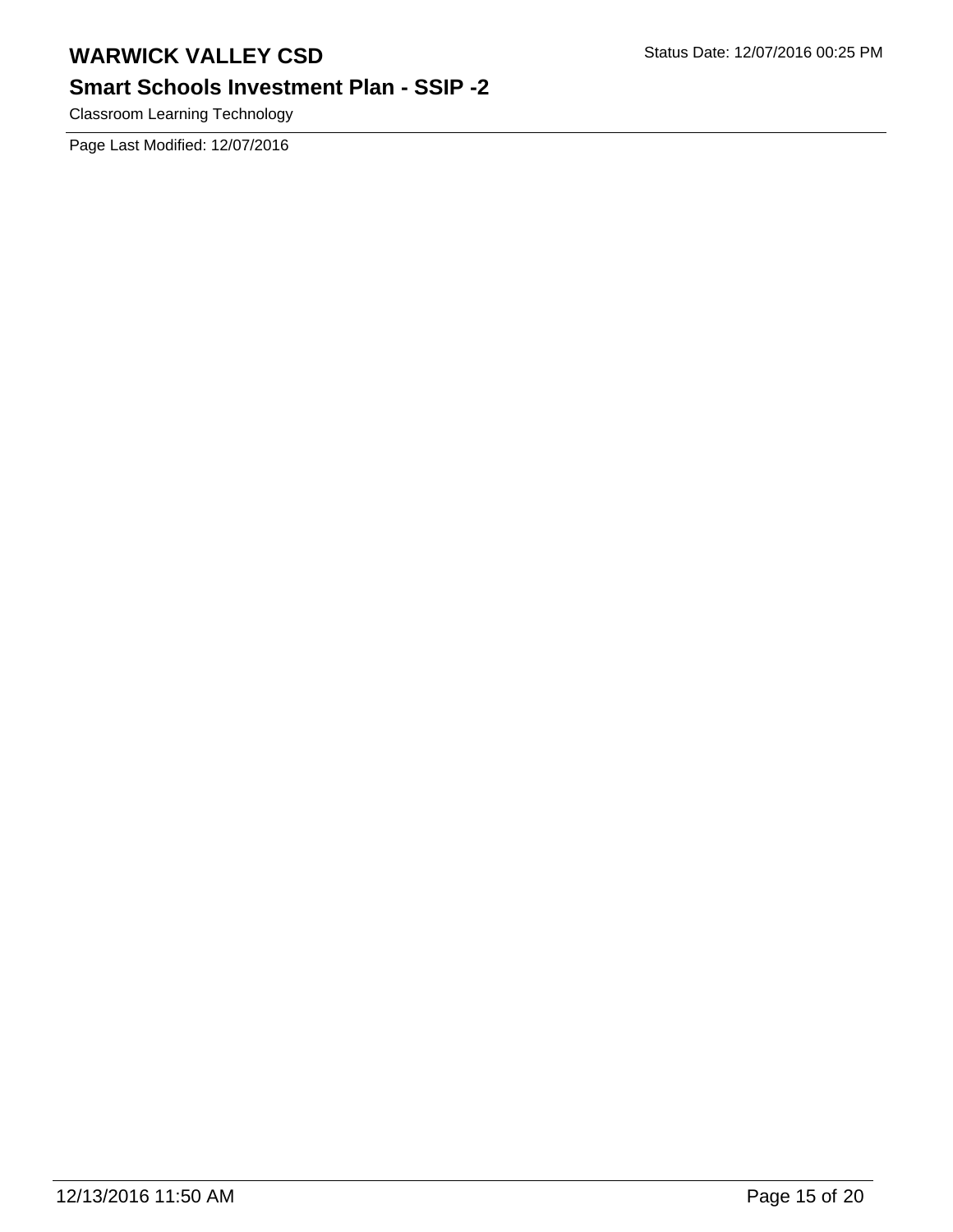Classroom Learning Technology

Page Last Modified: 12/07/2016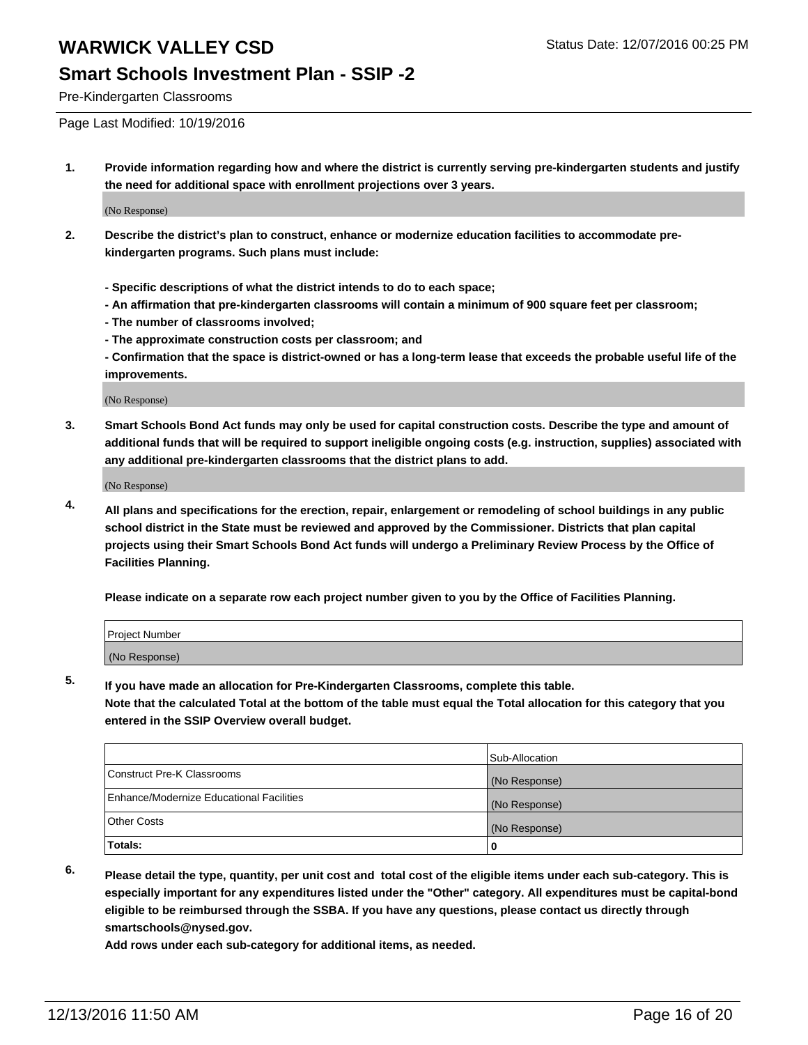# WARWICK VALLEY CSD

Status Date: 12/07/2016 00:25 PM

## Smart Schools Investment Plan - SSIP -2

Pre-Kindergarten Classrooms

Page Last Modified: 10/19/2016

1. **Provide information regarding how and where the district is currently serving pre-kindergarten students and justify the need for additional space with enrollment projections over 3 years.**

   (No Response)

2. **Describe the district's plan to construct, enhance or modernize education facilities to accommodate pre-kindergarten programs. Such plans must include:**

   **- Specific descriptions of what the district intends to do to each space;**
   **- An affirmation that pre-kindergarten classrooms will contain a minimum of 900 square feet per classroom;**
   **- The number of classrooms involved;**
   **- The approximate construction costs per classroom; and**
   **- Confirmation that the space is district-owned or has a long-term lease that exceeds the probable useful life of the improvements.**

   (No Response)

3. **Smart Schools Bond Act funds may only be used for capital construction costs. Describe the type and amount of additional funds that will be required to support ineligible ongoing costs (e.g. instruction, supplies) associated with any additional pre-kindergarten classrooms that the district plans to add.**

   (No Response)

4. **All plans and specifications for the erection, repair, enlargement or remodeling of school buildings in any public school district in the State must be reviewed and approved by the Commissioner. Districts that plan capital projects using their Smart Schools Bond Act funds will undergo a Preliminary Review Process by the Office of Facilities Planning.**

   **Please indicate on a separate row each project number given to you by the Office of Facilities Planning.**

| Project Number |
|---|
| (No Response) |

5. **If you have made an allocation for Pre-Kindergarten Classrooms, complete this table.**
   **Note that the calculated Total at the bottom of the table must equal the Total allocation for this category that you entered in the SSIP Overview overall budget.**

| | Sub-Allocation |
|---|---|
| Construct Pre-K Classrooms | (No Response) |
| Enhance/Modernize Educational Facilities | (No Response) |
| Other Costs | (No Response) |
| **Totals:** | 0 |

6. **Please detail the type, quantity, per unit cost and total cost of the eligible items under each sub-category. This is especially important for any expenditures listed under the "Other" category. All expenditures must be capital-bond eligible to be reimbursed through the SSBA. If you have any questions, please contact us directly through smartschools@nysed.gov.**

   **Add rows under each sub-category for additional items, as needed.**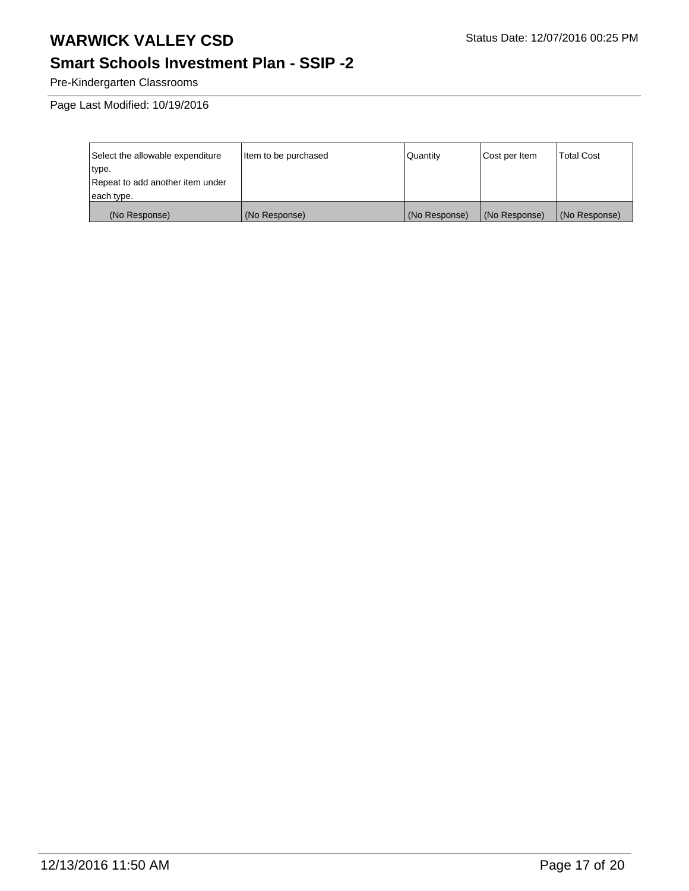# WARWICK VALLEY CSD

Status Date: 12/07/2016 00:25 PM

## Smart Schools Investment Plan - SSIP -2

Pre-Kindergarten Classrooms

Page Last Modified: 10/19/2016

| Select the allowable expenditure type. Repeat to add another item under each type. | Item to be purchased | Quantity | Cost per Item | Total Cost |
| --- | --- | --- | --- | --- |
| (No Response) | (No Response) | (No Response) | (No Response) | (No Response) |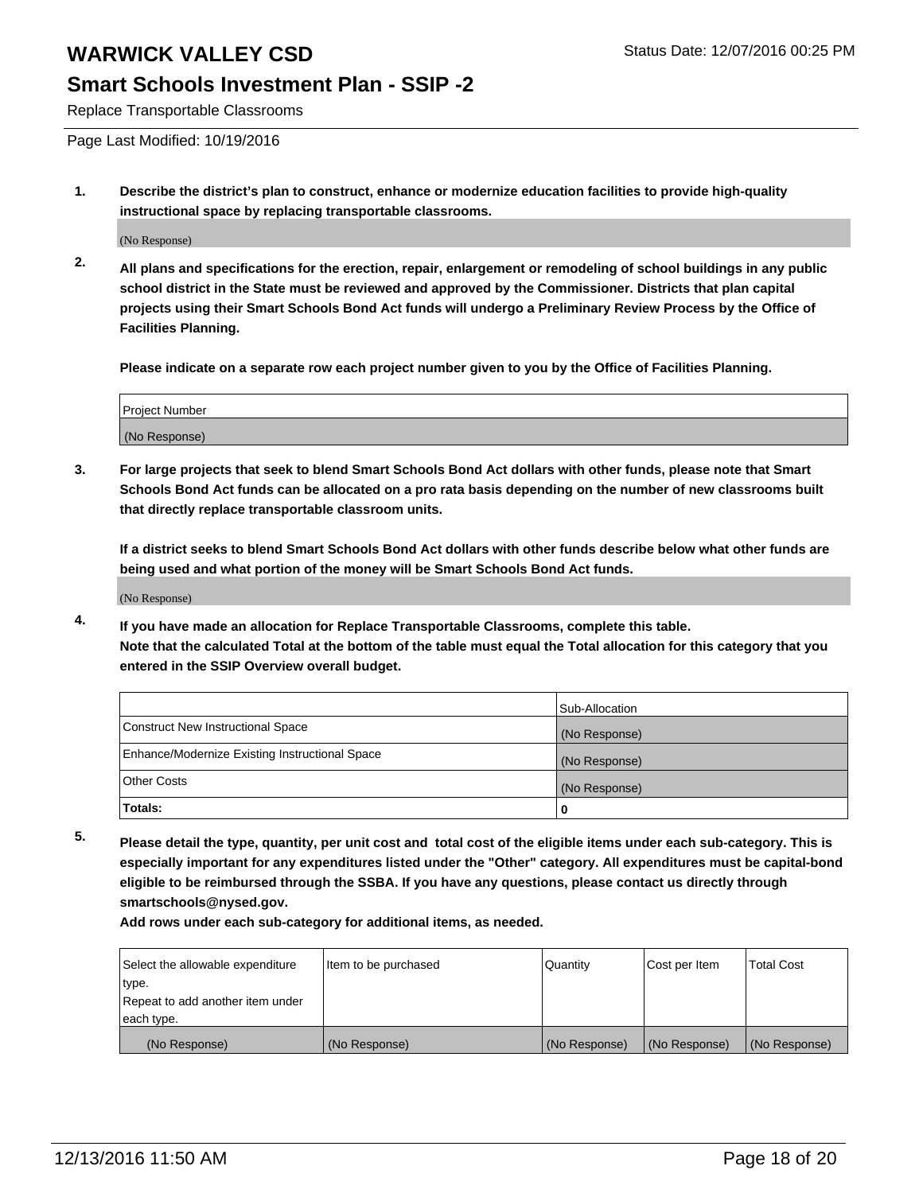# WARWICK VALLEY CSD

Status Date: 12/07/2016 00:25 PM

## Smart Schools Investment Plan - SSIP -2

Replace Transportable Classrooms

Page Last Modified: 10/19/2016

**1. Describe the district's plan to construct, enhance or modernize education facilities to provide high-quality instructional space by replacing transportable classrooms.**

(No Response)

**2. All plans and specifications for the erection, repair, enlargement or remodeling of school buildings in any public school district in the State must be reviewed and approved by the Commissioner. Districts that plan capital projects using their Smart Schools Bond Act funds will undergo a Preliminary Review Process by the Office of Facilities Planning.**

**Please indicate on a separate row each project number given to you by the Office of Facilities Planning.**

| Project Number |
|---|
| (No Response) |

**3. For large projects that seek to blend Smart Schools Bond Act dollars with other funds, please note that Smart Schools Bond Act funds can be allocated on a pro rata basis depending on the number of new classrooms built that directly replace transportable classroom units.**

**If a district seeks to blend Smart Schools Bond Act dollars with other funds describe below what other funds are being used and what portion of the money will be Smart Schools Bond Act funds.**

(No Response)

**4. If you have made an allocation for Replace Transportable Classrooms, complete this table. Note that the calculated Total at the bottom of the table must equal the Total allocation for this category that you entered in the SSIP Overview overall budget.**

| | Sub-Allocation |
|---|---|
| Construct New Instructional Space | (No Response) |
| Enhance/Modernize Existing Instructional Space | (No Response) |
| Other Costs | (No Response) |
| **Totals:** | **0** |

**5. Please detail the type, quantity, per unit cost and total cost of the eligible items under each sub-category. This is especially important for any expenditures listed under the "Other" category. All expenditures must be capital-bond eligible to be reimbursed through the SSBA. If you have any questions, please contact us directly through smartschools@nysed.gov.**

**Add rows under each sub-category for additional items, as needed.**

| Select the allowable expenditure type. Repeat to add another item under each type. | Item to be purchased | Quantity | Cost per Item | Total Cost |
|---|---|---|---|---|
| (No Response) | (No Response) | (No Response) | (No Response) | (No Response) |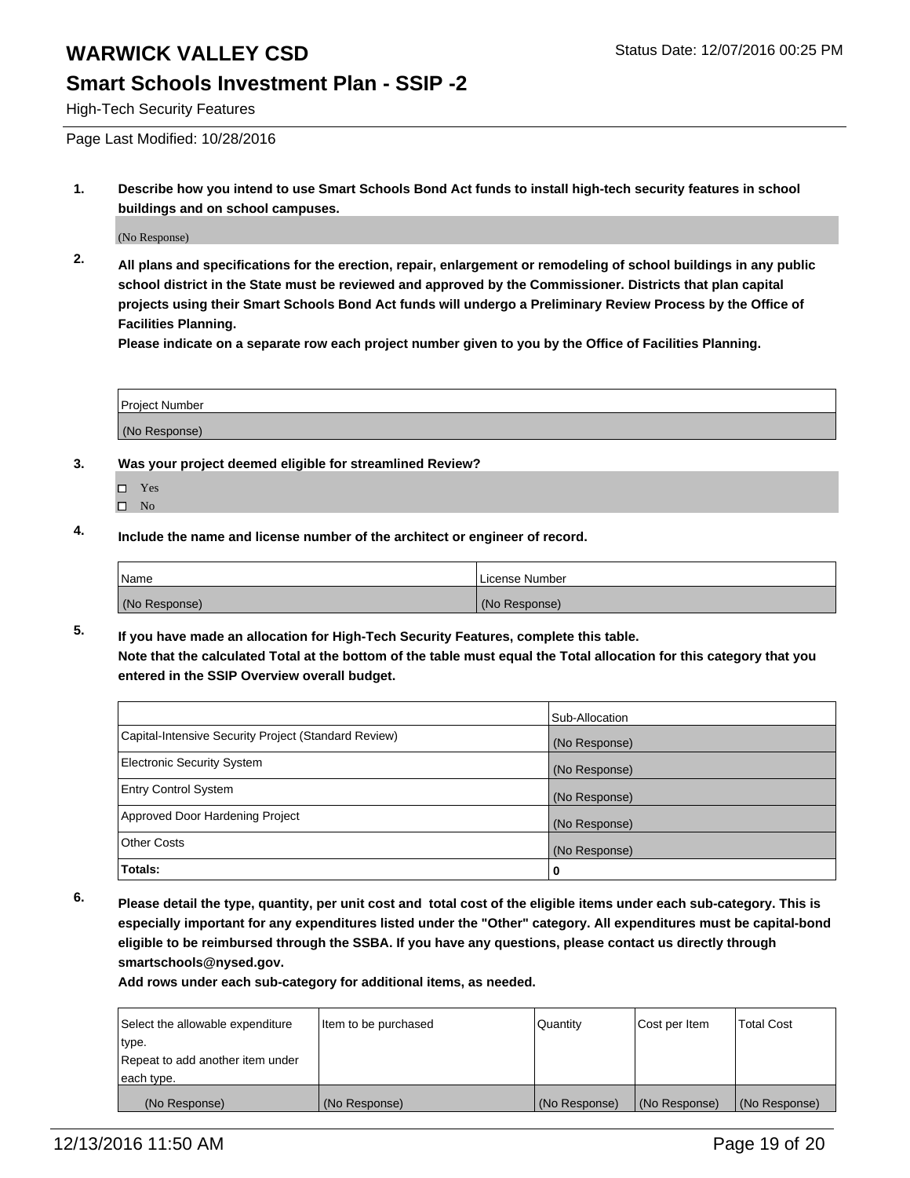# WARWICK VALLEY CSD

Status Date: 12/07/2016 00:25 PM

## Smart Schools Investment Plan - SSIP -2

High-Tech Security Features

Page Last Modified: 10/28/2016

**1. Describe how you intend to use Smart Schools Bond Act funds to install high-tech security features in school buildings and on school campuses.**

(No Response)

**2. All plans and specifications for the erection, repair, enlargement or remodeling of school buildings in any public school district in the State must be reviewed and approved by the Commissioner. Districts that plan capital projects using their Smart Schools Bond Act funds will undergo a Preliminary Review Process by the Office of Facilities Planning.**
**Please indicate on a separate row each project number given to you by the Office of Facilities Planning.**

| Project Number |
|---|
| (No Response) |

**3. Was your project deemed eligible for streamlined Review?**

- ☐ Yes
- ☐ No

**4. Include the name and license number of the architect or engineer of record.**

| Name | License Number |
|---|---|
| (No Response) | (No Response) |

**5. If you have made an allocation for High-Tech Security Features, complete this table.**
**Note that the calculated Total at the bottom of the table must equal the Total allocation for this category that you entered in the SSIP Overview overall budget.**

| | Sub-Allocation |
|---|---|
| Capital-Intensive Security Project (Standard Review) | (No Response) |
| Electronic Security System | (No Response) |
| Entry Control System | (No Response) |
| Approved Door Hardening Project | (No Response) |
| Other Costs | (No Response) |
| **Totals:** | **0** |

**6. Please detail the type, quantity, per unit cost and total cost of the eligible items under each sub-category. This is especially important for any expenditures listed under the "Other" category. All expenditures must be capital-bond eligible to be reimbursed through the SSBA. If you have any questions, please contact us directly through smartschools@nysed.gov.**
**Add rows under each sub-category for additional items, as needed.**

| Select the allowable expenditure type. Repeat to add another item under each type. | Item to be purchased | Quantity | Cost per Item | Total Cost |
|---|---|---|---|---|
| (No Response) | (No Response) | (No Response) | (No Response) | (No Response) |